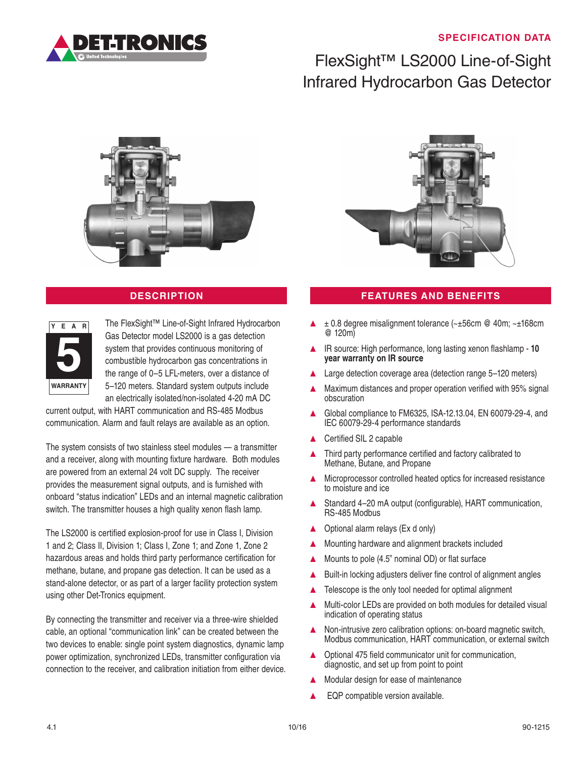SPECIFICATION DATA

# FlexSight™ LS2000 Line-of-Sight Infrared Hydrocarbon Gas Detector

## DESCRIPTION

YEAR 5 WARRANTY

The FlexSight™ Line-of-Sight Infrared Hydrocarbon Gas Detector model LS2000 is a gas detection system that provides continuous monitoring of combustible hydrocarbon gas concentrations in the range of 0–5 LFL-meters, over a distance of 5–120 meters. Standard system outputs include an electrically isolated/non-isolated 4-20 mA DC current output, with HART communication and RS-485 Modbus communication. Alarm and fault relays are available as an option.

The system consists of two stainless steel modules — a transmitter and a receiver, along with mounting fixture hardware. Both modules are powered from an external 24 volt DC supply. The receiver provides the measurement signal outputs, and is furnished with onboard "status indication" LEDs and an internal magnetic calibration switch. The transmitter houses a high quality xenon flash lamp.

The LS2000 is certified explosion-proof for use in Class I, Division 1 and 2; Class II, Division 1; Class I, Zone 1; and Zone 1, Zone 2 hazardous areas and holds third party performance certification for methane, butane, and propane gas detection. It can be used as a stand-alone detector, or as part of a larger facility protection system using other Det-Tronics equipment.

By connecting the transmitter and receiver via a three-wire shielded cable, an optional "communication link" can be created between the two devices to enable: single point system diagnostics, dynamic lamp power optimization, synchronized LEDs, transmitter configuration via connection to the receiver, and calibration initiation from either device.

## FEATURES AND BENEFITS

- ± 0.8 degree misalignment tolerance (~±56cm @ 40m; ~±168cm @ 120m)
- IR source: High performance, long lasting xenon flashlamp - **10 year warranty on IR source**
- Large detection coverage area (detection range 5–120 meters)
- Maximum distances and proper operation verified with 95% signal obscuration
- Global compliance to FM6325, ISA-12.13.04, EN 60079-29-4, and IEC 60079-29-4 performance standards
- Certified SIL 2 capable
- Third party performance certified and factory calibrated to Methane, Butane, and Propane
- Microprocessor controlled heated optics for increased resistance to moisture and ice
- Standard 4–20 mA output (configurable), HART communication, RS-485 Modbus
- Optional alarm relays (Ex d only)
- Mounting hardware and alignment brackets included
- Mounts to pole (4.5" nominal OD) or flat surface
- Built-in locking adjusters deliver fine control of alignment angles
- Telescope is the only tool needed for optimal alignment
- Multi-color LEDs are provided on both modules for detailed visual indication of operating status
- Non-intrusive zero calibration options: on-board magnetic switch, Modbus communication, HART communication, or external switch
- Optional 475 field communicator unit for communication, diagnostic, and set up from point to point
- Modular design for ease of maintenance
- EQP compatible version available.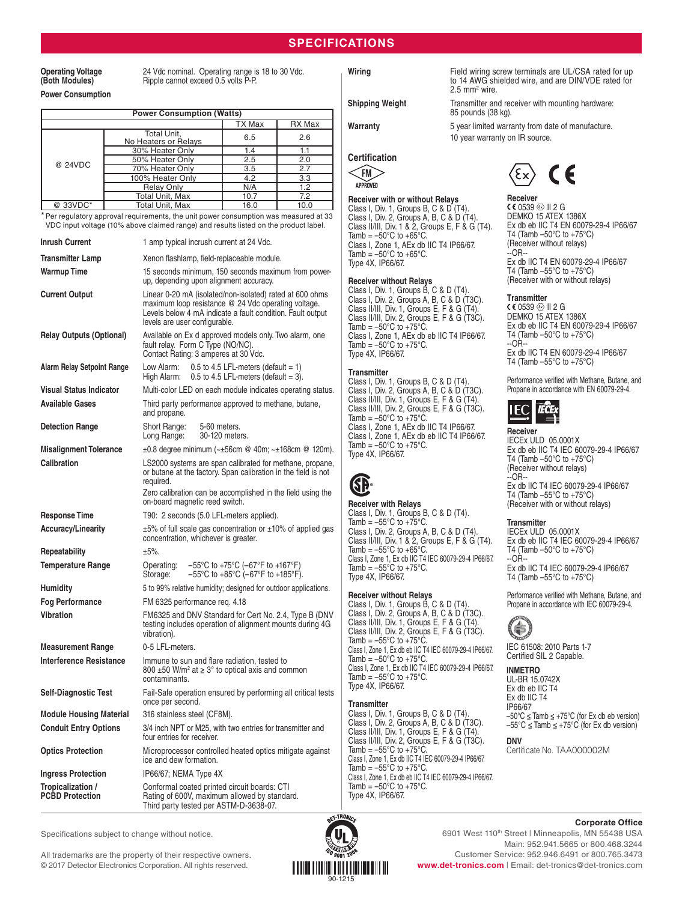## SPECIFICATIONS

**Operating Voltage (Both Modules)** 24 Vdc nominal. Operating range is 18 to 30 Vdc. Ripple cannot exceed 0.5 volts P-P.

**Power Consumption**

| Power Consumption (Watts) | | | |
|---|---|---|---|
| | | TX Max | RX Max |
| @ 24VDC | Total Unit, No Heaters or Relays | 6.5 | 2.6 |
| | 30% Heater Only | 1.4 | 1.1 |
| | 50% Heater Only | 2.5 | 2.0 |
| | 70% Heater Only | 3.5 | 2.7 |
| | 100% Heater Only | 4.2 | 3.3 |
| | Relay Only | N/A | 1.2 |
| | Total Unit, Max | 10.7 | 7.2 |
| @ 33VDC* | Total Unit, Max | 16.0 | 10.0 |

*Per regulatory approval requirements, the unit power consumption was measured at 33 VDC input voltage (10% above claimed range) and results listed on the product label.

**Inrush Current** 1 amp typical incrush current at 24 Vdc.

**Transmitter Lamp** Xenon flashlamp, field-replaceable module.

**Warmup Time** 15 seconds minimum, 150 seconds maximum from power-up, depending upon alignment accuracy.

**Current Output** Linear 0-20 mA (isolated/non-isolated) rated at 600 ohms maximum loop resistance @ 24 Vdc operating voltage. Levels below 4 mA indicate a fault condition. Fault output levels are user configurable.

**Relay Outputs (Optional)** Available on Ex d approved models only. Two alarm, one fault relay. Form C Type (NO/NC). Contact Rating: 3 amperes at 30 Vdc.

**Alarm Relay Setpoint Range** Low Alarm: 0.5 to 4.5 LFL-meters (default = 1) High Alarm: 0.5 to 4.5 LFL-meters (default = 3).

**Visual Status Indicator** Multi-color LED on each module indicates operating status.

**Available Gases** Third party performance approved to methane, butane, and propane.

**Detection Range** Short Range: 5-60 meters. Long Range: 30-120 meters.

**Misalignment Tolerance** ±0.8 degree minimum (~±56cm @ 40m; ~±168cm @ 120m).

**Calibration** LS2000 systems are span calibrated for methane, propane, or butane at the factory. Span calibration in the field is not required.

Zero calibration can be accomplished in the field using the on-board magnetic reed switch.

**Response Time** T90: 2 seconds (5.0 LFL-meters applied).

**Accuracy/Linearity** ±5% of full scale gas concentration or ±10% of applied gas concentration, whichever is greater.

**Repeatability** ±5%.

**Temperature Range** Operating: –55°C to +75°C (–67°F to +167°F) Storage: –55°C to +85°C (–67°F to +185°F).

**Humidity** 5 to 99% relative humidity; designed for outdoor applications.

**Fog Performance** FM 6325 performance req. 4.18

**Vibration** FM6325 and DNV Standard for Cert No. 2.4, Type B (DNV testing includes operation of alignment mounts during 4G vibration).

**Measurement Range** 0-5 LFL-meters.

**Interference Resistance** Immune to sun and flare radiation, tested to 800 ±50 W/m² at ≥ 3° to optical axis and common contaminants.

**Self-Diagnostic Test** Fail-Safe operation ensured by performing all critical tests once per second.

**Module Housing Material** 316 stainless steel (CF8M).

**Conduit Entry Options** 3/4 inch NPT or M25, with two entries for transmitter and four entries for receiver.

**Optics Protection** Microprocessor controlled heated optics mitigate against ice and dew formation.

**Ingress Protection** IP66/67; NEMA Type 4X

**Tropicalization / PCBD Protection** Conformal coated printed circuit boards: CTI Rating of 600V, maximum allowed by standard. Third party tested per ASTM-D-3638-07.

**Wiring** Field wiring screw terminals are UL/CSA rated for up to 14 AWG shielded wire, and are DIN/VDE rated for 2.5 mm² wire.

**Shipping Weight** Transmitter and receiver with mounting hardware: 85 pounds (38 kg).

**Warranty** 5 year limited warranty from date of manufacture. 10 year warranty on IR source.

### Certification

FM APPROVED

**Receiver with or without Relays**
Class I, Div. 1, Groups B, C & D (T4).
Class I, Div. 2, Groups A, B, C & D (T4).
Class II/III, Div. 1 & 2, Groups E, F & G (T4).
Tamb = –50°C to +65°C.
Class I, Zone 1, AEx db IIC T4 IP66/67.
Tamb = –50°C to +65°C.
Type 4X, IP66/67.

**Receiver without Relays**
Class I, Div. 1, Groups B, C & D (T4).
Class I, Div. 2, Groups A, B, C & D (T3C).
Class II/III, Div. 1, Groups E, F & G (T4).
Class II/III, Div. 2, Groups E, F & G (T3C).
Tamb = –50°C to +75°C.
Class I, Zone 1, AEx db eb IIC T4 IP66/67.
Tamb = –50°C to +75°C.
Type 4X, IP66/67.

**Transmitter**
Class I, Div. 1, Groups B, C & D (T4).
Class I, Div. 2, Groups A, B, C & D (T3C).
Class II/III, Div. 1, Groups E, F & G (T4).
Class II/III, Div. 2, Groups E, F & G (T3C).
Tamb = –50°C to +75°C.
Class I, Zone 1, AEx db IIC T4 IP66/67.
Class I, Zone 1, AEx db eb IIC T4 IP66/67.
Tamb = –50°C to +75°C.
Type 4X, IP66/67.

**Receiver with Relays**
Class I, Div. 1, Groups B, C & D (T4).
Tamb = –55°C to +75°C.
Class I, Div. 2, Groups A, B, C & D (T4).
Class II/III, Div. 1 & 2, Groups E, F & G (T4).
Tamb = –55°C to +65°C.
Class I, Zone 1, Ex db IIC T4 IEC 60079-29-4 IP66/67.
Tamb = –55°C to +75°C.
Type 4X, IP66/67.

**Receiver without Relays**
Class I, Div. 1, Groups B, C & D (T4).
Class I, Div. 2, Groups A, B, C & D (T3C).
Class II/III, Div. 1, Groups E, F & G (T4).
Class II/III, Div. 2, Groups E, F & G (T3C).
Tamb = –55°C to +75°C.
Class I, Zone 1, Ex db eb IIC T4 IEC 60079-29-4 IP66/67.
Tamb = –50°C to +75°C.
Class I, Zone 1, Ex db IIC T4 IEC 60079-29-4 IP66/67.
Tamb = –55°C to +75°C.
Type 4X, IP66/67.

**Transmitter**
Class I, Div. 1, Groups B, C & D (T4).
Class I, Div. 2, Groups A, B, C & D (T3C).
Class II/III, Div. 1, Groups E, F & G (T4).
Class II/III, Div. 2, Groups E, F & G (T3C).
Tamb = –55°C to +75°C.
Class I, Zone 1, Ex db IIC T4 IEC 60079-29-4 IP66/67.
Tamb = –55°C to +75°C.
Class I, Zone 1, Ex db eb IIC T4 IEC 60079-29-4 IP66/67.
Tamb = –50°C to +75°C.
Type 4X, IP66/67.

**Receiver**
CE 0539 Ex II 2 G
DEMKO 15 ATEX 1386X
Ex db eb IIC T4 EN 60079-29-4 IP66/67
T4 (Tamb –50°C to +75°C)
(Receiver without relays)
--OR--
Ex db IIC T4 EN 60079-29-4 IP66/67
T4 (Tamb –55°C to +75°C)
(Receiver with or without relays)

**Transmitter**
CE 0539 Ex II 2 G
DEMKO 15 ATEX 1386X
Ex db eb IIC T4 EN 60079-29-4 IP66/67
T4 (Tamb –50°C to +75°C)
--OR--
Ex db IIC T4 EN 60079-29-4 IP66/67
T4 (Tamb –55°C to +75°C)

Performance verified with Methane, Butane, and Propane in accordance with EN 60079-29-4.

**Receiver**
IECEx ULD 05.0001X
Ex db eb IIC T4 IEC 60079-29-4 IP66/67
T4 (Tamb –50°C to +75°C)
(Receiver without relays)
--OR--
Ex db IIC T4 IEC 60079-29-4 IP66/67
T4 (Tamb –55°C to +75°C)
(Receiver with or without relays)

**Transmitter**
IECEx ULD 05.0001X
Ex db eb IIC T4 IEC 60079-29-4 IP66/67
T4 (Tamb –50°C to +75°C)
--OR--
Ex db IIC T4 IEC 60079-29-4 IP66/67
T4 (Tamb –55°C to +75°C)

Performance verified with Methane, Butane, and Propane in accordance with IEC 60079-29-4.

IEC 61508: 2010 Parts 1-7
Certified SIL 2 Capable.

**INMETRO**
UL-BR 15.0742X
Ex db eb IIC T4
Ex db IIC T4
IP66/67
–50°C ≤ Tamb ≤ +75°C (for Ex db eb version)
–55°C ≤ Tamb ≤ +75°C (for Ex db version)

**DNV**
Certificate No. TAA000002M

Specifications subject to change without notice.

All trademarks are the property of their respective owners.
© 2017 Detector Electronics Corporation. All rights reserved.

90-1215

**Corporate Office**
6901 West 110th Street | Minneapolis, MN 55438 USA
Main: 952.941.5665 or 800.468.3244
Customer Service: 952.946.6491 or 800.765.3473
**www.det-tronics.com** | Email: det-tronics@det-tronics.com